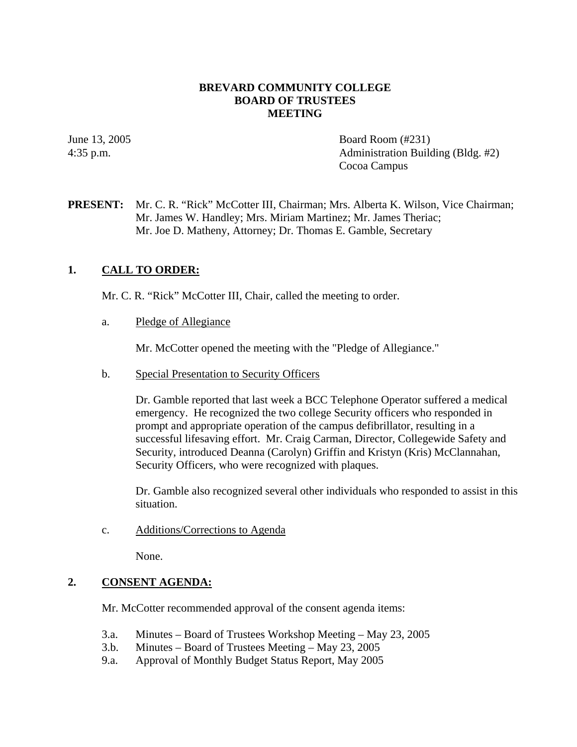# BREVARD COMMUNITY COLLEGE
# BOARD OF TRUSTEES
# MEETING

June 13, 2005
4:35 p.m.

Board Room (#231)
Administration Building (Bldg. #2)
Cocoa Campus

**PRESENT:** Mr. C. R. "Rick" McCotter III, Chairman; Mrs. Alberta K. Wilson, Vice Chairman; Mr. James W. Handley; Mrs. Miriam Martinez; Mr. James Theriac; Mr. Joe D. Matheny, Attorney; Dr. Thomas E. Gamble, Secretary

## 1. CALL TO ORDER:

Mr. C. R. "Rick" McCotter III, Chair, called the meeting to order.

a. Pledge of Allegiance

Mr. McCotter opened the meeting with the "Pledge of Allegiance."

b. Special Presentation to Security Officers

Dr. Gamble reported that last week a BCC Telephone Operator suffered a medical emergency. He recognized the two college Security officers who responded in prompt and appropriate operation of the campus defibrillator, resulting in a successful lifesaving effort. Mr. Craig Carman, Director, Collegewide Safety and Security, introduced Deanna (Carolyn) Griffin and Kristyn (Kris) McClannahan, Security Officers, who were recognized with plaques.

Dr. Gamble also recognized several other individuals who responded to assist in this situation.

c. Additions/Corrections to Agenda

None.

## 2. CONSENT AGENDA:

Mr. McCotter recommended approval of the consent agenda items:

3.a. Minutes – Board of Trustees Workshop Meeting – May 23, 2005
3.b. Minutes – Board of Trustees Meeting – May 23, 2005
9.a. Approval of Monthly Budget Status Report, May 2005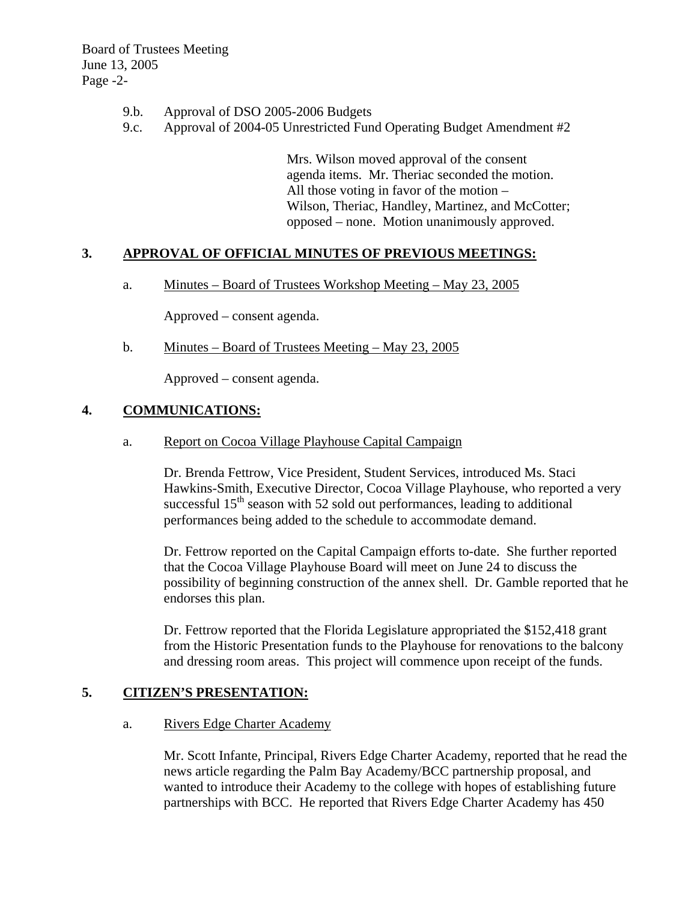9.b. Approval of DSO 2005-2006 Budgets

9.c. Approval of 2004-05 Unrestricted Fund Operating Budget Amendment #2

> Mrs. Wilson moved approval of the consent agenda items. Mr. Theriac seconded the motion. All those voting in favor of the motion – Wilson, Theriac, Handley, Martinez, and McCotter; opposed – none. Motion unanimously approved.

## 3. APPROVAL OF OFFICIAL MINUTES OF PREVIOUS MEETINGS:

a. Minutes – Board of Trustees Workshop Meeting – May 23, 2005

Approved – consent agenda.

b. Minutes – Board of Trustees Meeting – May 23, 2005

Approved – consent agenda.

## 4. COMMUNICATIONS:

a. Report on Cocoa Village Playhouse Capital Campaign

Dr. Brenda Fettrow, Vice President, Student Services, introduced Ms. Staci Hawkins-Smith, Executive Director, Cocoa Village Playhouse, who reported a very successful 15th season with 52 sold out performances, leading to additional performances being added to the schedule to accommodate demand.

Dr. Fettrow reported on the Capital Campaign efforts to-date. She further reported that the Cocoa Village Playhouse Board will meet on June 24 to discuss the possibility of beginning construction of the annex shell. Dr. Gamble reported that he endorses this plan.

Dr. Fettrow reported that the Florida Legislature appropriated the $152,418 grant from the Historic Presentation funds to the Playhouse for renovations to the balcony and dressing room areas. This project will commence upon receipt of the funds.

## 5. CITIZEN'S PRESENTATION:

a. Rivers Edge Charter Academy

Mr. Scott Infante, Principal, Rivers Edge Charter Academy, reported that he read the news article regarding the Palm Bay Academy/BCC partnership proposal, and wanted to introduce their Academy to the college with hopes of establishing future partnerships with BCC. He reported that Rivers Edge Charter Academy has 450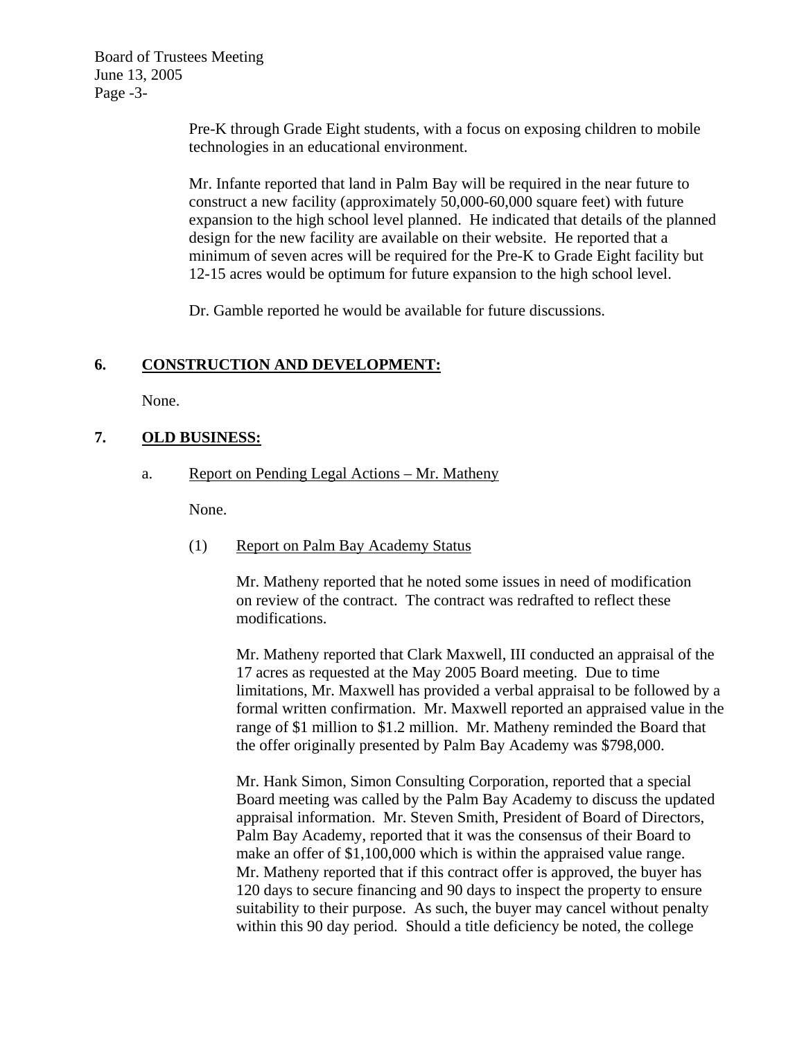Pre-K through Grade Eight students, with a focus on exposing children to mobile technologies in an educational environment.

Mr. Infante reported that land in Palm Bay will be required in the near future to construct a new facility (approximately 50,000-60,000 square feet) with future expansion to the high school level planned. He indicated that details of the planned design for the new facility are available on their website. He reported that a minimum of seven acres will be required for the Pre-K to Grade Eight facility but 12-15 acres would be optimum for future expansion to the high school level.

Dr. Gamble reported he would be available for future discussions.

## 6. CONSTRUCTION AND DEVELOPMENT:

None.

## 7. OLD BUSINESS:

a. Report on Pending Legal Actions – Mr. Matheny

None.

(1) Report on Palm Bay Academy Status

Mr. Matheny reported that he noted some issues in need of modification on review of the contract. The contract was redrafted to reflect these modifications.

Mr. Matheny reported that Clark Maxwell, III conducted an appraisal of the 17 acres as requested at the May 2005 Board meeting. Due to time limitations, Mr. Maxwell has provided a verbal appraisal to be followed by a formal written confirmation. Mr. Maxwell reported an appraised value in the range of $1 million to $1.2 million. Mr. Matheny reminded the Board that the offer originally presented by Palm Bay Academy was $798,000.

Mr. Hank Simon, Simon Consulting Corporation, reported that a special Board meeting was called by the Palm Bay Academy to discuss the updated appraisal information. Mr. Steven Smith, President of Board of Directors, Palm Bay Academy, reported that it was the consensus of their Board to make an offer of $1,100,000 which is within the appraised value range. Mr. Matheny reported that if this contract offer is approved, the buyer has 120 days to secure financing and 90 days to inspect the property to ensure suitability to their purpose. As such, the buyer may cancel without penalty within this 90 day period. Should a title deficiency be noted, the college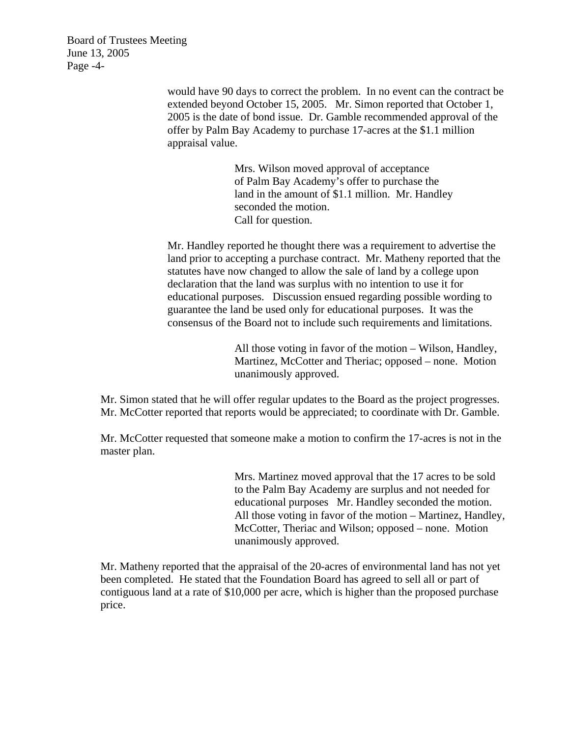would have 90 days to correct the problem. In no event can the contract be extended beyond October 15, 2005. Mr. Simon reported that October 1, 2005 is the date of bond issue. Dr. Gamble recommended approval of the offer by Palm Bay Academy to purchase 17-acres at the $1.1 million appraisal value.

> Mrs. Wilson moved approval of acceptance of Palm Bay Academy's offer to purchase the land in the amount of $1.1 million. Mr. Handley seconded the motion.
> Call for question.

Mr. Handley reported he thought there was a requirement to advertise the land prior to accepting a purchase contract. Mr. Matheny reported that the statutes have now changed to allow the sale of land by a college upon declaration that the land was surplus with no intention to use it for educational purposes. Discussion ensued regarding possible wording to guarantee the land be used only for educational purposes. It was the consensus of the Board not to include such requirements and limitations.

> All those voting in favor of the motion – Wilson, Handley, Martinez, McCotter and Theriac; opposed – none. Motion unanimously approved.

Mr. Simon stated that he will offer regular updates to the Board as the project progresses. Mr. McCotter reported that reports would be appreciated; to coordinate with Dr. Gamble.

Mr. McCotter requested that someone make a motion to confirm the 17-acres is not in the master plan.

> Mrs. Martinez moved approval that the 17 acres to be sold to the Palm Bay Academy are surplus and not needed for educational purposes Mr. Handley seconded the motion. All those voting in favor of the motion – Martinez, Handley, McCotter, Theriac and Wilson; opposed – none. Motion unanimously approved.

Mr. Matheny reported that the appraisal of the 20-acres of environmental land has not yet been completed. He stated that the Foundation Board has agreed to sell all or part of contiguous land at a rate of $10,000 per acre, which is higher than the proposed purchase price.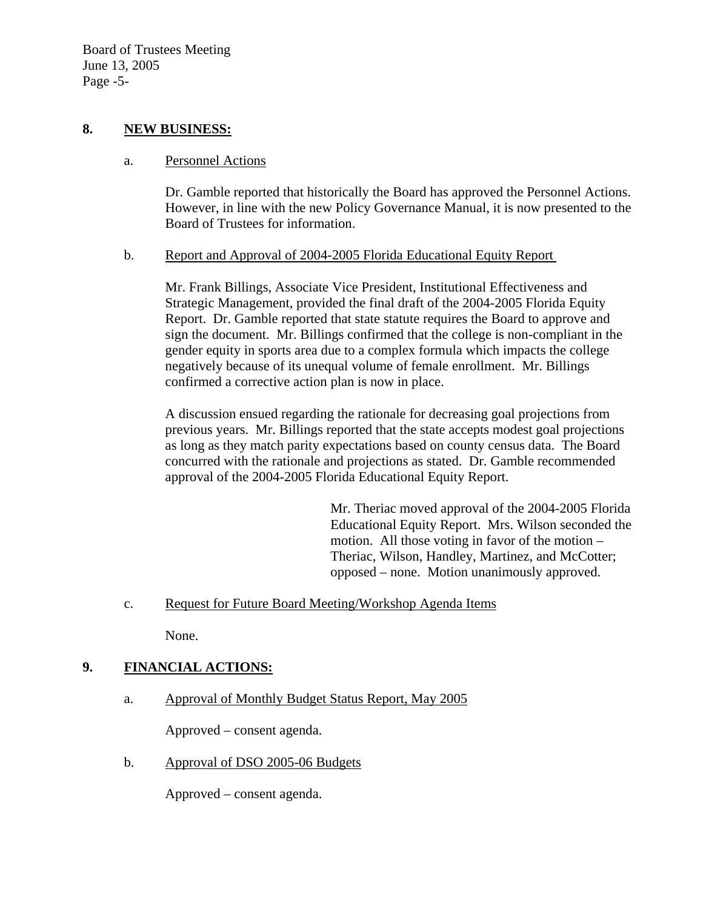## 8. NEW BUSINESS:

a. Personnel Actions

Dr. Gamble reported that historically the Board has approved the Personnel Actions. However, in line with the new Policy Governance Manual, it is now presented to the Board of Trustees for information.

b. Report and Approval of 2004-2005 Florida Educational Equity Report

Mr. Frank Billings, Associate Vice President, Institutional Effectiveness and Strategic Management, provided the final draft of the 2004-2005 Florida Equity Report. Dr. Gamble reported that state statute requires the Board to approve and sign the document. Mr. Billings confirmed that the college is non-compliant in the gender equity in sports area due to a complex formula which impacts the college negatively because of its unequal volume of female enrollment. Mr. Billings confirmed a corrective action plan is now in place.

A discussion ensued regarding the rationale for decreasing goal projections from previous years. Mr. Billings reported that the state accepts modest goal projections as long as they match parity expectations based on county census data. The Board concurred with the rationale and projections as stated. Dr. Gamble recommended approval of the 2004-2005 Florida Educational Equity Report.

> Mr. Theriac moved approval of the 2004-2005 Florida Educational Equity Report. Mrs. Wilson seconded the motion. All those voting in favor of the motion – Theriac, Wilson, Handley, Martinez, and McCotter; opposed – none. Motion unanimously approved.

c. Request for Future Board Meeting/Workshop Agenda Items

None.

## 9. FINANCIAL ACTIONS:

a. Approval of Monthly Budget Status Report, May 2005

Approved – consent agenda.

b. Approval of DSO 2005-06 Budgets

Approved – consent agenda.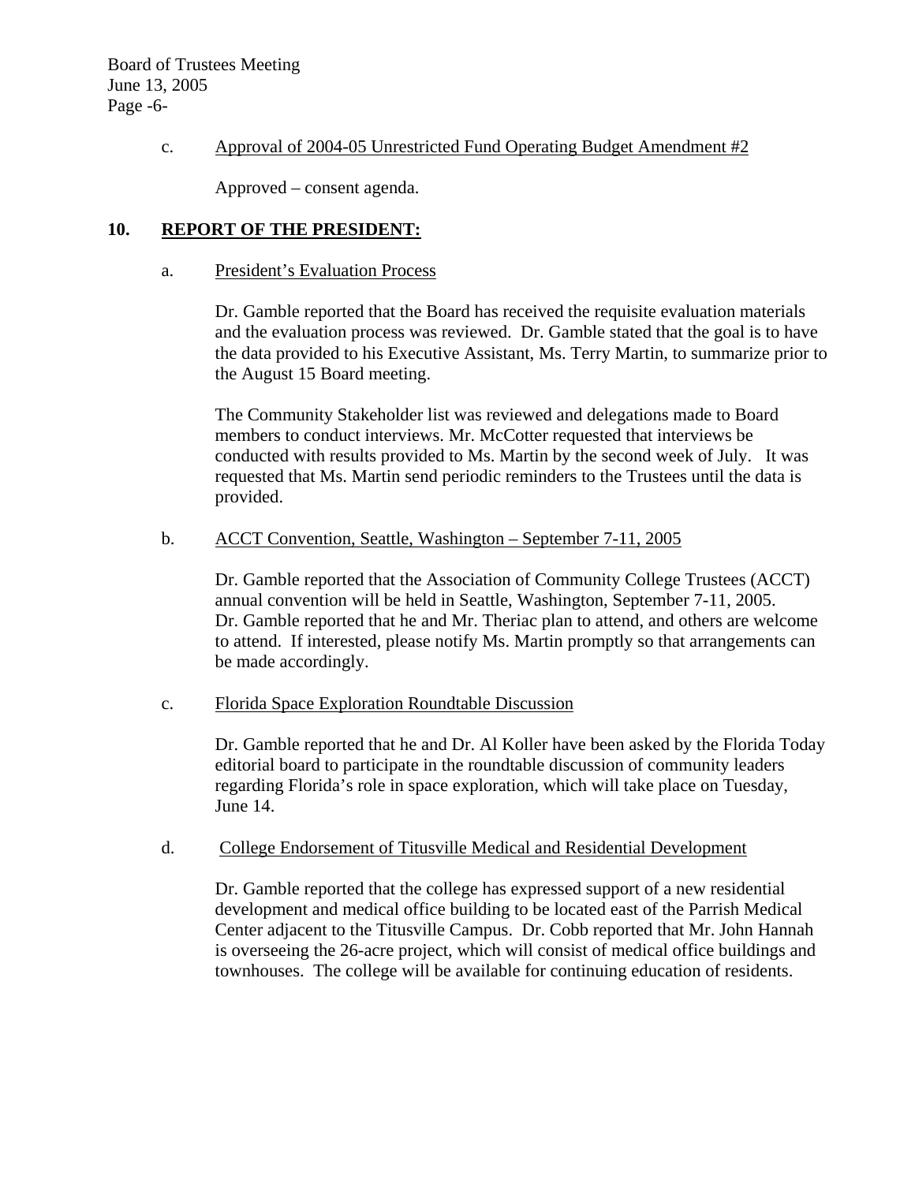c. Approval of 2004-05 Unrestricted Fund Operating Budget Amendment #2

Approved – consent agenda.

## 10. REPORT OF THE PRESIDENT:

a. President's Evaluation Process

Dr. Gamble reported that the Board has received the requisite evaluation materials and the evaluation process was reviewed. Dr. Gamble stated that the goal is to have the data provided to his Executive Assistant, Ms. Terry Martin, to summarize prior to the August 15 Board meeting.

The Community Stakeholder list was reviewed and delegations made to Board members to conduct interviews. Mr. McCotter requested that interviews be conducted with results provided to Ms. Martin by the second week of July. It was requested that Ms. Martin send periodic reminders to the Trustees until the data is provided.

b. ACCT Convention, Seattle, Washington – September 7-11, 2005

Dr. Gamble reported that the Association of Community College Trustees (ACCT) annual convention will be held in Seattle, Washington, September 7-11, 2005. Dr. Gamble reported that he and Mr. Theriac plan to attend, and others are welcome to attend. If interested, please notify Ms. Martin promptly so that arrangements can be made accordingly.

c. Florida Space Exploration Roundtable Discussion

Dr. Gamble reported that he and Dr. Al Koller have been asked by the Florida Today editorial board to participate in the roundtable discussion of community leaders regarding Florida's role in space exploration, which will take place on Tuesday, June 14.

d. College Endorsement of Titusville Medical and Residential Development

Dr. Gamble reported that the college has expressed support of a new residential development and medical office building to be located east of the Parrish Medical Center adjacent to the Titusville Campus. Dr. Cobb reported that Mr. John Hannah is overseeing the 26-acre project, which will consist of medical office buildings and townhouses. The college will be available for continuing education of residents.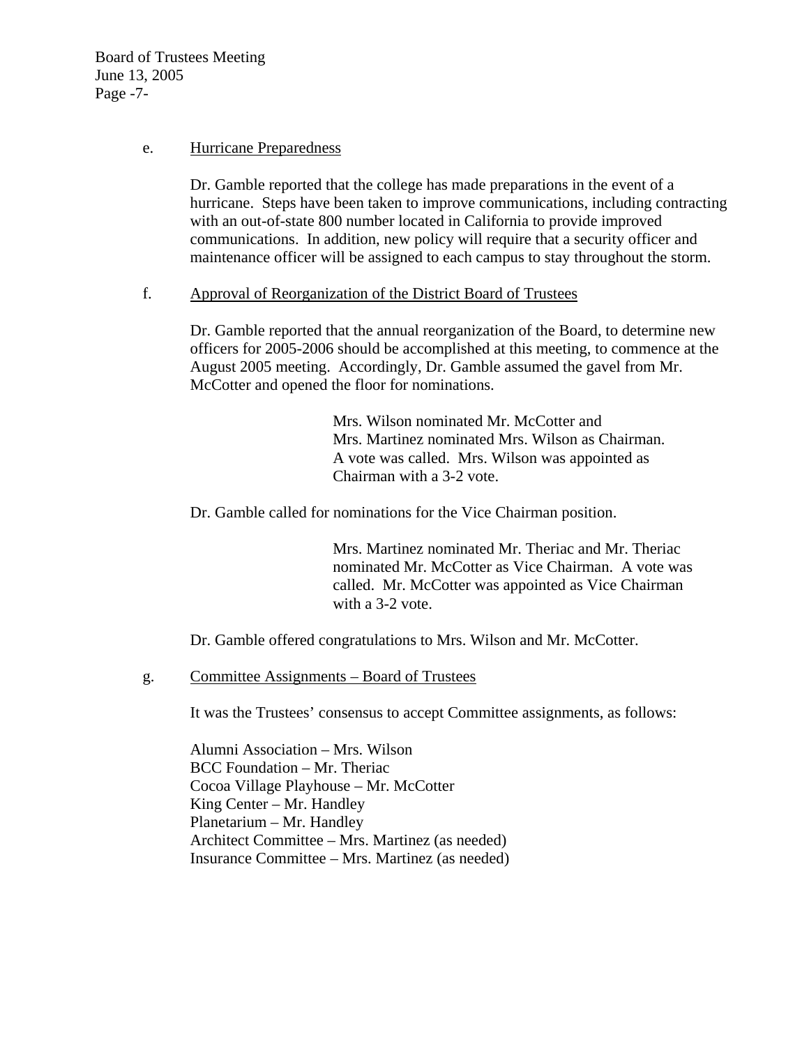e. <u>Hurricane Preparedness</u>

Dr. Gamble reported that the college has made preparations in the event of a hurricane. Steps have been taken to improve communications, including contracting with an out-of-state 800 number located in California to provide improved communications. In addition, new policy will require that a security officer and maintenance officer will be assigned to each campus to stay throughout the storm.

f. <u>Approval of Reorganization of the District Board of Trustees</u>

Dr. Gamble reported that the annual reorganization of the Board, to determine new officers for 2005-2006 should be accomplished at this meeting, to commence at the August 2005 meeting. Accordingly, Dr. Gamble assumed the gavel from Mr. McCotter and opened the floor for nominations.

> Mrs. Wilson nominated Mr. McCotter and Mrs. Martinez nominated Mrs. Wilson as Chairman. A vote was called. Mrs. Wilson was appointed as Chairman with a 3-2 vote.

Dr. Gamble called for nominations for the Vice Chairman position.

> Mrs. Martinez nominated Mr. Theriac and Mr. Theriac nominated Mr. McCotter as Vice Chairman. A vote was called. Mr. McCotter was appointed as Vice Chairman with a 3-2 vote.

Dr. Gamble offered congratulations to Mrs. Wilson and Mr. McCotter.

g. <u>Committee Assignments – Board of Trustees</u>

It was the Trustees' consensus to accept Committee assignments, as follows:

Alumni Association – Mrs. Wilson
BCC Foundation – Mr. Theriac
Cocoa Village Playhouse – Mr. McCotter
King Center – Mr. Handley
Planetarium – Mr. Handley
Architect Committee – Mrs. Martinez (as needed)
Insurance Committee – Mrs. Martinez (as needed)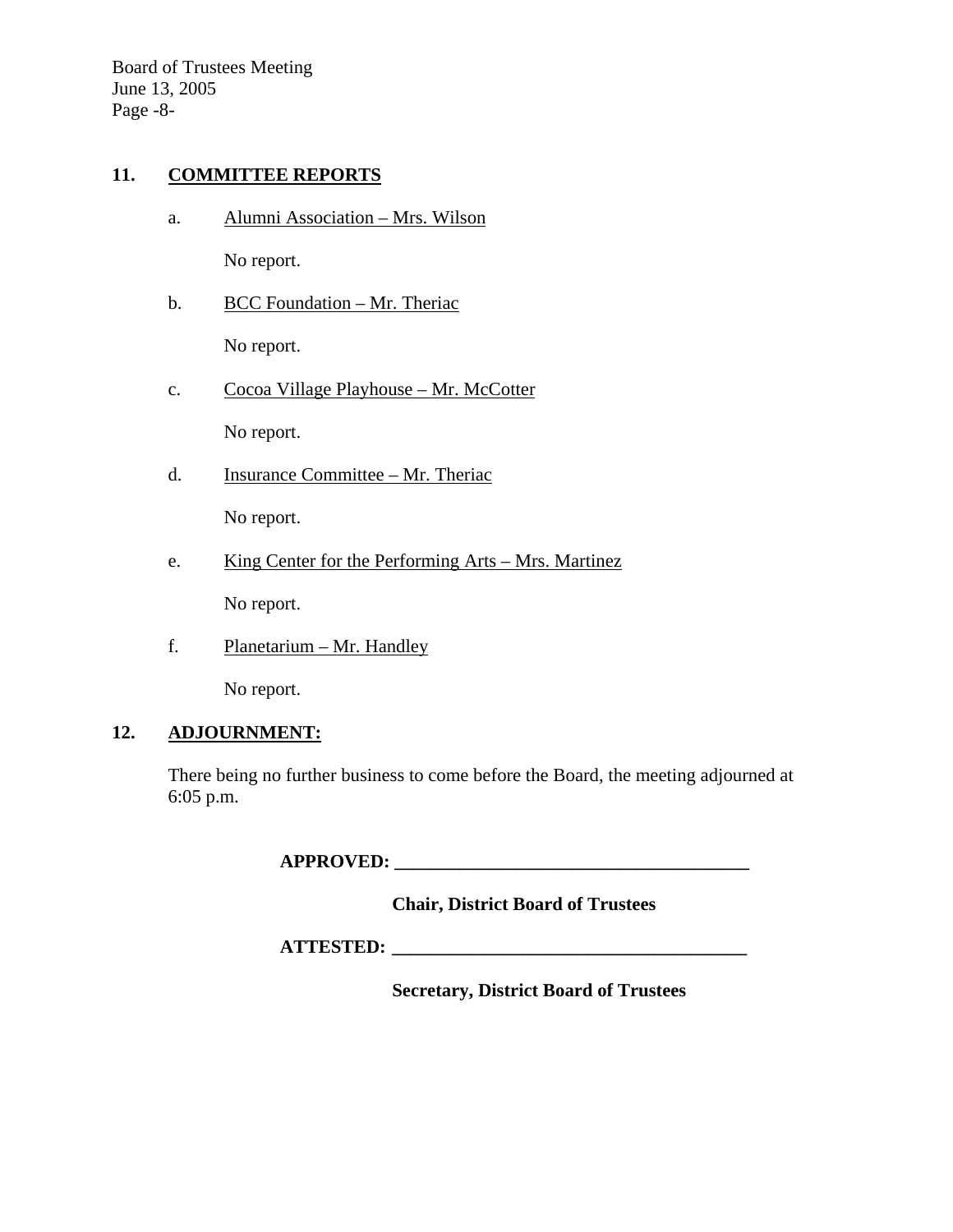## 11. COMMITTEE REPORTS

a. Alumni Association – Mrs. Wilson

No report.

b. BCC Foundation – Mr. Theriac

No report.

c. Cocoa Village Playhouse – Mr. McCotter

No report.

d. Insurance Committee – Mr. Theriac

No report.

e. King Center for the Performing Arts – Mrs. Martinez

No report.

f. Planetarium – Mr. Handley

No report.

## 12. ADJOURNMENT:

There being no further business to come before the Board, the meeting adjourned at 6:05 p.m.

**APPROVED: ______________________________________**

**Chair, District Board of Trustees**

**ATTESTED: ______________________________________**

**Secretary, District Board of Trustees**